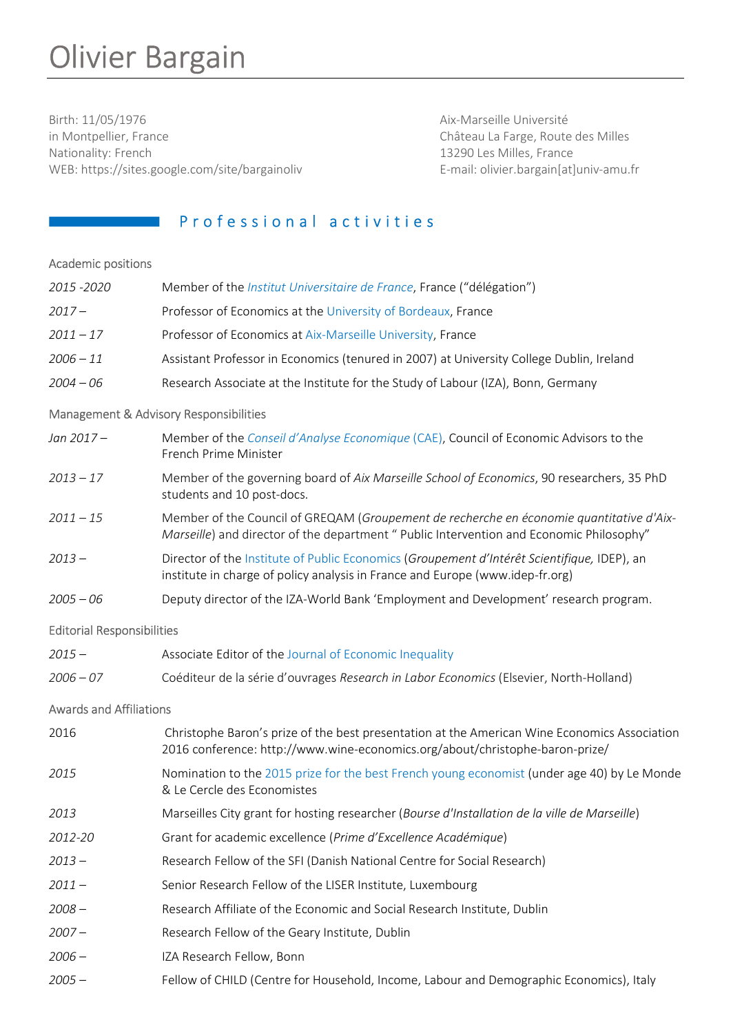# Olivier Bargain

Birth: 11/05/1976
in Montpellier, France
Nationality: French
WEB: https://sites.google.com/site/bargainoliv

Aix-Marseille Université
Château La Farge, Route des Milles
13290 Les Milles, France
E-mail: olivier.bargain[at]univ-amu.fr

## Professional activities

### Academic positions

| | |
|---|---|
| *2015 -2020* | Member of the *Institut Universitaire de France*, France ("délégation") |
| *2017 –* | Professor of Economics at the University of Bordeaux, France |
| *2011 – 17* | Professor of Economics at Aix-Marseille University, France |
| *2006 – 11* | Assistant Professor in Economics (tenured in 2007) at University College Dublin, Ireland |
| *2004 – 06* | Research Associate at the Institute for the Study of Labour (IZA), Bonn, Germany |

### Management & Advisory Responsibilities

| | |
|---|---|
| *Jan 2017 –* | Member of the *Conseil d'Analyse Economique* (CAE), Council of Economic Advisors to the French Prime Minister |
| *2013 – 17* | Member of the governing board of *Aix Marseille School of Economics*, 90 researchers, 35 PhD students and 10 post-docs. |
| *2011 – 15* | Member of the Council of GREQAM (*Groupement de recherche en économie quantitative d'Aix-Marseille*) and director of the department " Public Intervention and Economic Philosophy" |
| *2013 –* | Director of the Institute of Public Economics (*Groupement d'Intérêt Scientifique,* IDEP), an institute in charge of policy analysis in France and Europe (www.idep-fr.org) |
| *2005 – 06* | Deputy director of the IZA-World Bank 'Employment and Development' research program. |

### Editorial Responsibilities

| | |
|---|---|
| *2015 –* | Associate Editor of the Journal of Economic Inequality |
| *2006 – 07* | Coéditeur de la série d'ouvrages *Research in Labor Economics* (Elsevier, North-Holland) |

### Awards and Affiliations

| | |
|---|---|
| 2016 | Christophe Baron's prize of the best presentation at the American Wine Economics Association 2016 conference: http://www.wine-economics.org/about/christophe-baron-prize/ |
| *2015* | Nomination to the 2015 prize for the best French young economist (under age 40) by Le Monde & Le Cercle des Economistes |
| *2013* | Marseilles City grant for hosting researcher (*Bourse d'Installation de la ville de Marseille*) |
| *2012-20* | Grant for academic excellence (*Prime d'Excellence Académique*) |
| *2013 –* | Research Fellow of the SFI (Danish National Centre for Social Research) |
| *2011 –* | Senior Research Fellow of the LISER Institute, Luxembourg |
| *2008 –* | Research Affiliate of the Economic and Social Research Institute, Dublin |
| *2007 –* | Research Fellow of the Geary Institute, Dublin |
| *2006 –* | IZA Research Fellow, Bonn |
| *2005 –* | Fellow of CHILD (Centre for Household, Income, Labour and Demographic Economics), Italy |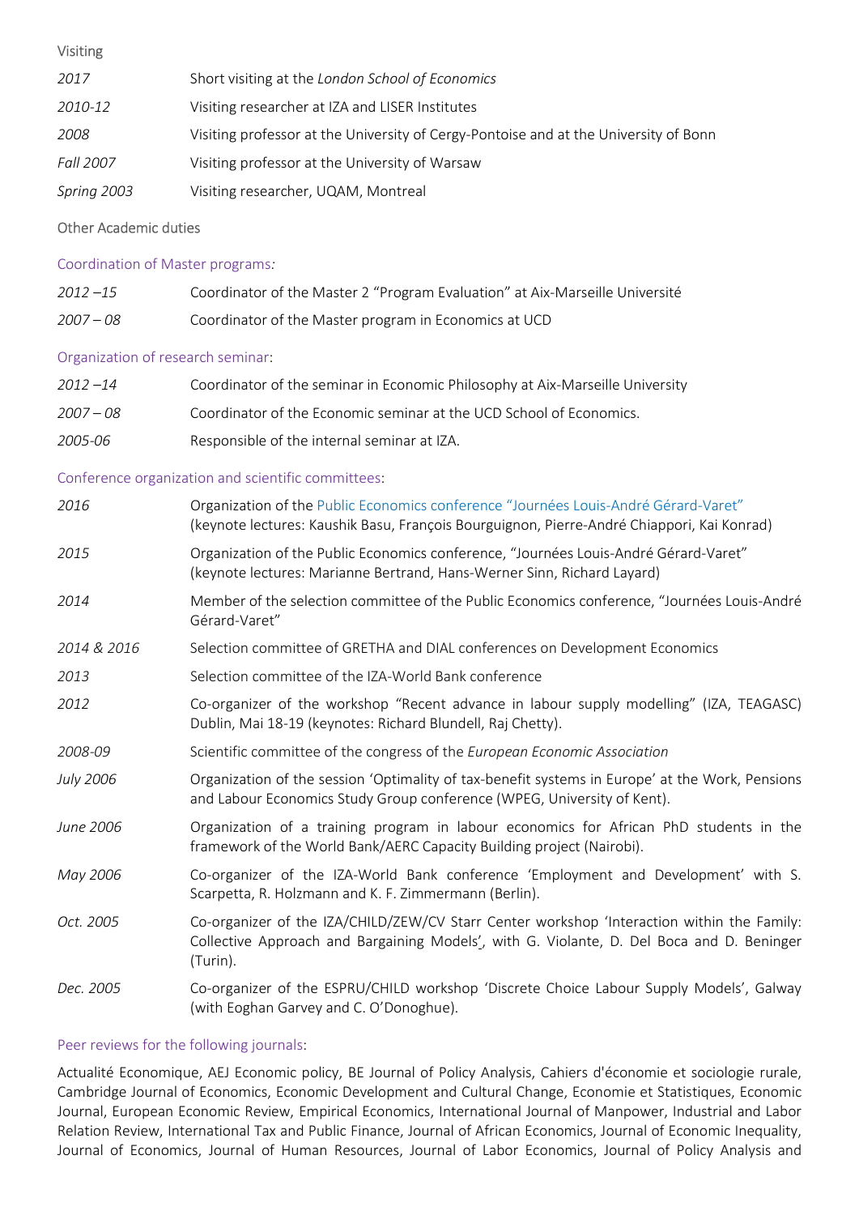## Visiting

| | |
|---|---|
| *2017* | Short visiting at the *London School of Economics* |
| *2010-12* | Visiting researcher at IZA and LISER Institutes |
| *2008* | Visiting professor at the University of Cergy-Pontoise and at the University of Bonn |
| *Fall 2007* | Visiting professor at the University of Warsaw |
| *Spring 2003* | Visiting researcher, UQAM, Montreal |

## Other Academic duties

### Coordination of Master programs*:*

| | |
|---|---|
| *2012 –15* | Coordinator of the Master 2 "Program Evaluation" at Aix-Marseille Université |
| *2007 – 08* | Coordinator of the Master program in Economics at UCD |

### Organization of research seminar:

| | |
|---|---|
| *2012 –14* | Coordinator of the seminar in Economic Philosophy at Aix-Marseille University |
| *2007 – 08* | Coordinator of the Economic seminar at the UCD School of Economics. |
| *2005-06* | Responsible of the internal seminar at IZA. |

### Conference organization and scientific committees:

| | |
|---|---|
| *2016* | Organization of the Public Economics conference "Journées Louis-André Gérard-Varet" (keynote lectures: Kaushik Basu, François Bourguignon, Pierre-André Chiappori, Kai Konrad) |
| *2015* | Organization of the Public Economics conference, "Journées Louis-André Gérard-Varet" (keynote lectures: Marianne Bertrand, Hans-Werner Sinn, Richard Layard) |
| *2014* | Member of the selection committee of the Public Economics conference, "Journées Louis-André Gérard-Varet" |
| *2014 & 2016* | Selection committee of GRETHA and DIAL conferences on Development Economics |
| *2013* | Selection committee of the IZA-World Bank conference |
| *2012* | Co-organizer of the workshop "Recent advance in labour supply modelling" (IZA, TEAGASC) Dublin, Mai 18-19 (keynotes: Richard Blundell, Raj Chetty). |
| *2008-09* | Scientific committee of the congress of the *European Economic Association* |
| *July 2006* | Organization of the session 'Optimality of tax-benefit systems in Europe' at the Work, Pensions and Labour Economics Study Group conference (WPEG, University of Kent). |
| *June 2006* | Organization of a training program in labour economics for African PhD students in the framework of the World Bank/AERC Capacity Building project (Nairobi). |
| *May 2006* | Co-organizer of the IZA-World Bank conference 'Employment and Development' with S. Scarpetta, R. Holzmann and K. F. Zimmermann (Berlin). |
| *Oct. 2005* | Co-organizer of the IZA/CHILD/ZEW/CV Starr Center workshop 'Interaction within the Family: Collective Approach and Bargaining Models', with G. Violante, D. Del Boca and D. Beninger (Turin). |
| *Dec. 2005* | Co-organizer of the ESPRU/CHILD workshop 'Discrete Choice Labour Supply Models', Galway (with Eoghan Garvey and C. O'Donoghue). |

### Peer reviews for the following journals:

Actualité Economique, AEJ Economic policy, BE Journal of Policy Analysis, Cahiers d'économie et sociologie rurale, Cambridge Journal of Economics, Economic Development and Cultural Change, Economie et Statistiques, Economic Journal, European Economic Review, Empirical Economics, International Journal of Manpower, Industrial and Labor Relation Review, International Tax and Public Finance, Journal of African Economics, Journal of Economic Inequality, Journal of Economics, Journal of Human Resources, Journal of Labor Economics, Journal of Policy Analysis and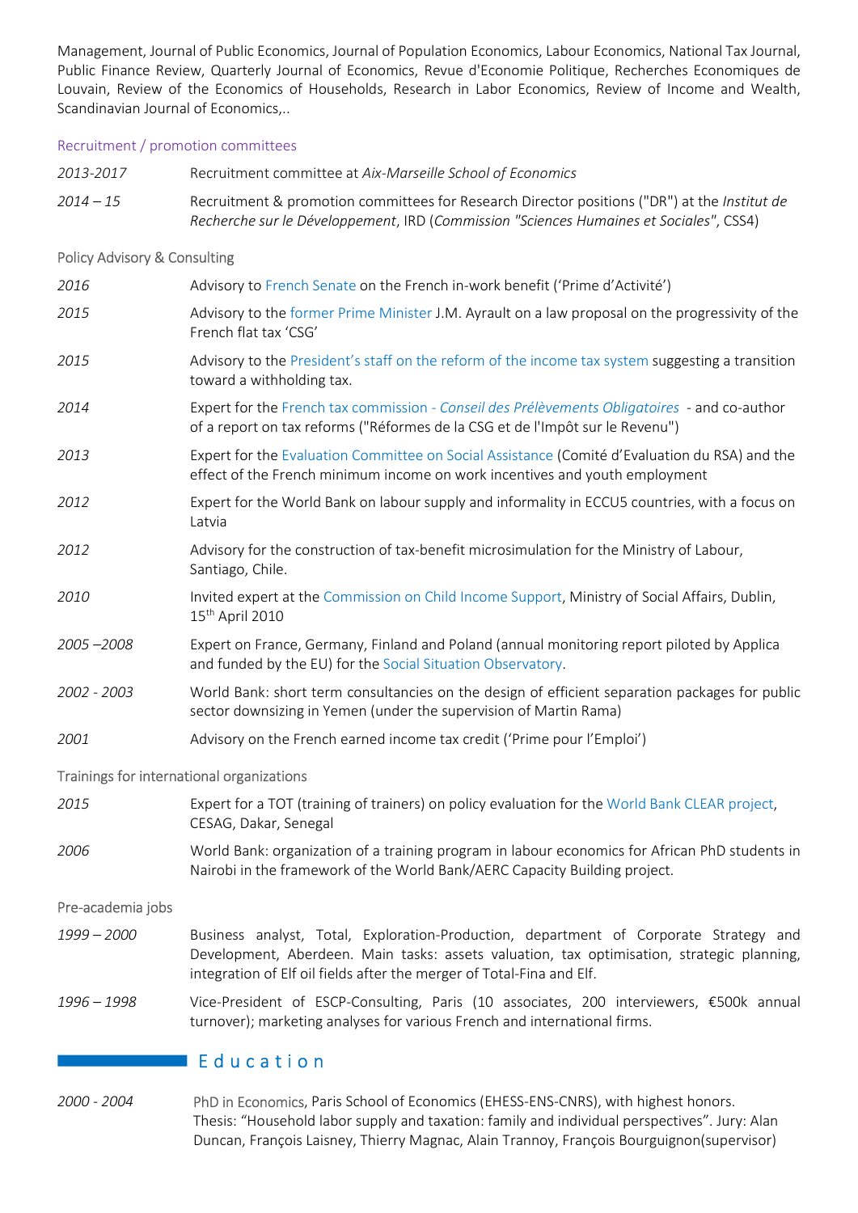Management, Journal of Public Economics, Journal of Population Economics, Labour Economics, National Tax Journal, Public Finance Review, Quarterly Journal of Economics, Revue d'Economie Politique, Recherches Economiques de Louvain, Review of the Economics of Households, Research in Labor Economics, Review of Income and Wealth, Scandinavian Journal of Economics,..

### Recruitment / promotion committees

| | |
|---|---|
| *2013-2017* | Recruitment committee at *Aix-Marseille School of Economics* |
| *2014 – 15* | Recruitment & promotion committees for Research Director positions ("DR") at the *Institut de Recherche sur le Développement*, IRD (*Commission "Sciences Humaines et Sociales"*, CSS4) |

### Policy Advisory & Consulting

| | |
|---|---|
| *2016* | Advisory to French Senate on the French in-work benefit ('Prime d'Activité') |
| *2015* | Advisory to the former Prime Minister J.M. Ayrault on a law proposal on the progressivity of the French flat tax 'CSG' |
| *2015* | Advisory to the President's staff on the reform of the income tax system suggesting a transition toward a withholding tax. |
| *2014* | Expert for the French tax commission - *Conseil des Prélèvements Obligatoires* - and co-author of a report on tax reforms ("Réformes de la CSG et de l'Impôt sur le Revenu") |
| *2013* | Expert for the Evaluation Committee on Social Assistance (Comité d'Evaluation du RSA) and the effect of the French minimum income on work incentives and youth employment |
| *2012* | Expert for the World Bank on labour supply and informality in ECCU5 countries, with a focus on Latvia |
| *2012* | Advisory for the construction of tax-benefit microsimulation for the Ministry of Labour, Santiago, Chile. |
| *2010* | Invited expert at the Commission on Child Income Support, Ministry of Social Affairs, Dublin, 15th April 2010 |
| *2005 –2008* | Expert on France, Germany, Finland and Poland (annual monitoring report piloted by Applica and funded by the EU) for the Social Situation Observatory. |
| *2002 - 2003* | World Bank: short term consultancies on the design of efficient separation packages for public sector downsizing in Yemen (under the supervision of Martin Rama) |
| *2001* | Advisory on the French earned income tax credit ('Prime pour l'Emploi') |

### Trainings for international organizations

| | |
|---|---|
| *2015* | Expert for a TOT (training of trainers) on policy evaluation for the World Bank CLEAR project, CESAG, Dakar, Senegal |
| *2006* | World Bank: organization of a training program in labour economics for African PhD students in Nairobi in the framework of the World Bank/AERC Capacity Building project. |

### Pre-academia jobs

| | |
|---|---|
| *1999 – 2000* | Business analyst, Total, Exploration-Production, department of Corporate Strategy and Development, Aberdeen. Main tasks: assets valuation, tax optimisation, strategic planning, integration of Elf oil fields after the merger of Total-Fina and Elf. |
| *1996 – 1998* | Vice-President of ESCP-Consulting, Paris (10 associates, 200 interviewers, €500k annual turnover); marketing analyses for various French and international firms. |

## Education

| | |
|---|---|
| *2000 - 2004* | PhD in Economics, Paris School of Economics (EHESS-ENS-CNRS), with highest honors. Thesis: "Household labor supply and taxation: family and individual perspectives". Jury: Alan Duncan, François Laisney, Thierry Magnac, Alain Trannoy, François Bourguignon(supervisor) |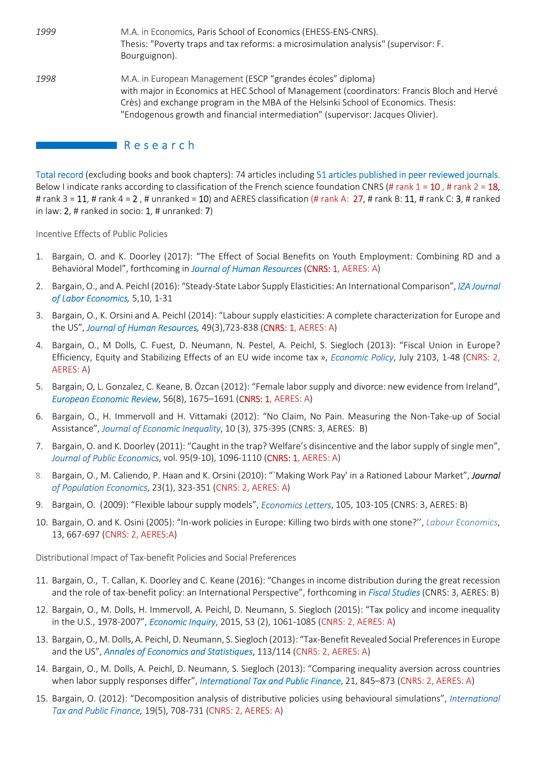*1999* M.A. in Economics, Paris School of Economics (EHESS-ENS-CNRS).
Thesis: "Poverty traps and tax reforms: a microsimulation analysis" (supervisor: F. Bourguignon).

*1998* M.A. in European Management (ESCP “grandes écoles” diploma)
with major in Economics at HEC School of Management (coordinators: Francis Bloch and Hervé Crès) and exchange program in the MBA of the Helsinki School of Economics. Thesis: "Endogenous growth and financial intermediation" (supervisor: Jacques Olivier).

## Research

Total record (excluding books and book chapters): 74 articles including 51 articles published in peer reviewed journals. Below I indicate ranks according to classification of the French science foundation CNRS (# rank 1 = 10 , # rank 2 = 18, # rank 3 = 11, # rank 4 = 2 , # unranked = 10) and AERES classification (# rank A: 27, # rank B: 11, # rank C: 3, # ranked in law: 2, # ranked in socio: 1, # unranked: 7)

### Incentive Effects of Public Policies

1. Bargain, O. and K. Doorley (2017): “The Effect of Social Benefits on Youth Employment: Combining RD and a Behavioral Model”, forthcoming in *Journal of Human Resources* (CNRS: 1, AERES: A)
2. Bargain, O., and A. Peichl (2016): “Steady-State Labor Supply Elasticities: An International Comparison”, *IZA Journal of Labor Economics,* 5,10, 1-31
3. Bargain, O., K. Orsini and A. Peichl (2014): “Labour supply elasticities: A complete characterization for Europe and the US”, *Journal of Human Resources,* 49(3),723-838 (CNRS: 1, AERES: A)
4. Bargain, O., M Dolls, C. Fuest, D. Neumann, N. Pestel, A. Peichl, S. Siegloch (2013): “Fiscal Union in Europe? Efficiency, Equity and Stabilizing Effects of an EU wide income tax », *Economic Policy*, July 2103, 1-48 (CNRS: 2, AERES: A)
5. Bargain, O, L. Gonzalez, C. Keane, B. Özcan (2012): “Female labor supply and divorce: new evidence from Ireland”, *European Economic Review*, 56(8), 1675–1691 (CNRS: 1, AERES: A)
6. Bargain, O., H. Immervoll and H. Vittamaki (2012): “No Claim, No Pain. Measuring the Non-Take-up of Social Assistance”, *Journal of Economic Inequality*, 10 (3), 375-395 (CNRS: 3, AERES: B)
7. Bargain, O. and K. Doorley (2011): “Caught in the trap? Welfare’s disincentive and the labor supply of single men”, *Journal of Public Economics*, vol. 95(9-10), 1096-1110 (CNRS: 1, AERES: A)
8. Bargain, O., M. Caliendo, P. Haan and K. Orsini (2010): “`Making Work Pay' in a Rationed Labour Market”, *Journal of Population Economics*, 23(1), 323-351 (CNRS: 2, AERES: A)
9. Bargain, O. (2009): “Flexible labour supply models”, *Economics Letters*, 105, 103-105 (CNRS: 3, AERES: B)
10. Bargain, O. and K. Osini (2005): “In-work policies in Europe: Killing two birds with one stone?’’, *Labour Economics*, 13, 667-697 (CNRS: 2, AERES:A)

### Distributional Impact of Tax-benefit Policies and Social Preferences

11. Bargain, O., T. Callan, K. Doorley and C. Keane (2016): “Changes in income distribution during the great recession and the role of tax-benefit policy: an International Perspective”, forthcoming in *Fiscal Studies* (CNRS: 3, AERES: B)
12. Bargain, O., M. Dolls, H. Immervoll, A. Peichl, D. Neumann, S. Siegloch (2015): “Tax policy and income inequality in the U.S., 1978-2007”, *Economic Inquiry*, 2015, 53 (2), 1061-1085 (CNRS: 2, AERES: A)
13. Bargain, O., M. Dolls, A. Peichl, D. Neumann, S. Siegloch (2013): “Tax-Benefit Revealed Social Preferences in Europe and the US”, *Annales of Economics and Statistiques*, 113/114 (CNRS: 2, AERES: A)
14. Bargain, O., M. Dolls, A. Peichl, D. Neumann, S. Siegloch (2013): “Comparing inequality aversion across countries when labor supply responses differ”, *International Tax and Public Finance*, 21, 845–873 (CNRS: 2, AERES: A)
15. Bargain, O. (2012): “Decomposition analysis of distributive policies using behavioural simulations”, *International Tax and Public Finance,* 19(5), 708-731 (CNRS: 2, AERES: A)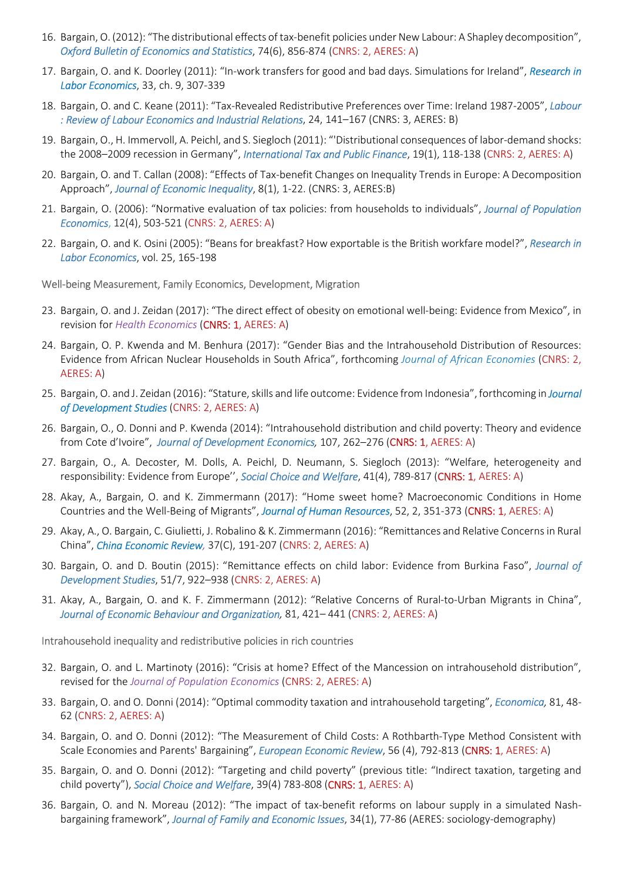16. Bargain, O. (2012): "The distributional effects of tax-benefit policies under New Labour: A Shapley decomposition", *Oxford Bulletin of Economics and Statistics*, 74(6), 856-874 (CNRS: 2, AERES: A)
17. Bargain, O. and K. Doorley (2011): "In-work transfers for good and bad days. Simulations for Ireland", *Research in Labor Economics*, 33, ch. 9, 307-339
18. Bargain, O. and C. Keane (2011): "Tax-Revealed Redistributive Preferences over Time: Ireland 1987-2005", *Labour : Review of Labour Economics and Industrial Relations*, 24, 141–167 (CNRS: 3, AERES: B)
19. Bargain, O., H. Immervoll, A. Peichl, and S. Siegloch (2011): "'Distributional consequences of labor-demand shocks: the 2008–2009 recession in Germany", *International Tax and Public Finance*, 19(1), 118-138 (CNRS: 2, AERES: A)
20. Bargain, O. and T. Callan (2008): "Effects of Tax-benefit Changes on Inequality Trends in Europe: A Decomposition Approach", *Journal of Economic Inequality*, 8(1), 1-22. (CNRS: 3, AERES:B)
21. Bargain, O. (2006): "Normative evaluation of tax policies: from households to individuals", *Journal of Population Economics*, 12(4), 503-521 (CNRS: 2, AERES: A)
22. Bargain, O. and K. Osini (2005): "Beans for breakfast? How exportable is the British workfare model?", *Research in Labor Economics*, vol. 25, 165-198

Well-being Measurement, Family Economics, Development, Migration

23. Bargain, O. and J. Zeidan (2017): "The direct effect of obesity on emotional well-being: Evidence from Mexico", in revision for *Health Economics* (CNRS: 1, AERES: A)
24. Bargain, O. P. Kwenda and M. Benhura (2017): "Gender Bias and the Intrahousehold Distribution of Resources: Evidence from African Nuclear Households in South Africa", forthcoming *Journal of African Economies* (CNRS: 2, AERES: A)
25. Bargain, O. and J. Zeidan (2016): "Stature, skills and life outcome: Evidence from Indonesia", forthcoming in *Journal of Development Studies* (CNRS: 2, AERES: A)
26. Bargain, O., O. Donni and P. Kwenda (2014): "Intrahousehold distribution and child poverty: Theory and evidence from Cote d'Ivoire", *Journal of Development Economics*, 107, 262–276 (CNRS: 1, AERES: A)
27. Bargain, O., A. Decoster, M. Dolls, A. Peichl, D. Neumann, S. Siegloch (2013): "Welfare, heterogeneity and responsibility: Evidence from Europe'', *Social Choice and Welfare*, 41(4), 789-817 (CNRS: 1, AERES: A)
28. Akay, A., Bargain, O. and K. Zimmermann (2017): "Home sweet home? Macroeconomic Conditions in Home Countries and the Well-Being of Migrants", *Journal of Human Resources*, 52, 2, 351-373 (CNRS: 1, AERES: A)
29. Akay, A., O. Bargain, C. Giulietti, J. Robalino & K. Zimmermann (2016): "Remittances and Relative Concerns in Rural China", *China Economic Review*, 37(C), 191-207 (CNRS: 2, AERES: A)
30. Bargain, O. and D. Boutin (2015): "Remittance effects on child labor: Evidence from Burkina Faso", *Journal of Development Studies*, 51/7, 922–938 (CNRS: 2, AERES: A)
31. Akay, A., Bargain, O. and K. F. Zimmermann (2012): "Relative Concerns of Rural-to-Urban Migrants in China", *Journal of Economic Behaviour and Organization*, 81, 421– 441 (CNRS: 2, AERES: A)

Intrahousehold inequality and redistributive policies in rich countries

32. Bargain, O. and L. Martinoty (2016): "Crisis at home? Effect of the Mancession on intrahousehold distribution", revised for the *Journal of Population Economics* (CNRS: 2, AERES: A)
33. Bargain, O. and O. Donni (2014): "Optimal commodity taxation and intrahousehold targeting", *Economica*, 81, 48-62 (CNRS: 2, AERES: A)
34. Bargain, O. and O. Donni (2012): "The Measurement of Child Costs: A Rothbarth-Type Method Consistent with Scale Economies and Parents' Bargaining", *European Economic Review*, 56 (4), 792-813 (CNRS: 1, AERES: A)
35. Bargain, O. and O. Donni (2012): "Targeting and child poverty" (previous title: "Indirect taxation, targeting and child poverty"), *Social Choice and Welfare*, 39(4) 783-808 (CNRS: 1, AERES: A)
36. Bargain, O. and N. Moreau (2012): "The impact of tax-benefit reforms on labour supply in a simulated Nash-bargaining framework", *Journal of Family and Economic Issues*, 34(1), 77-86 (AERES: sociology-demography)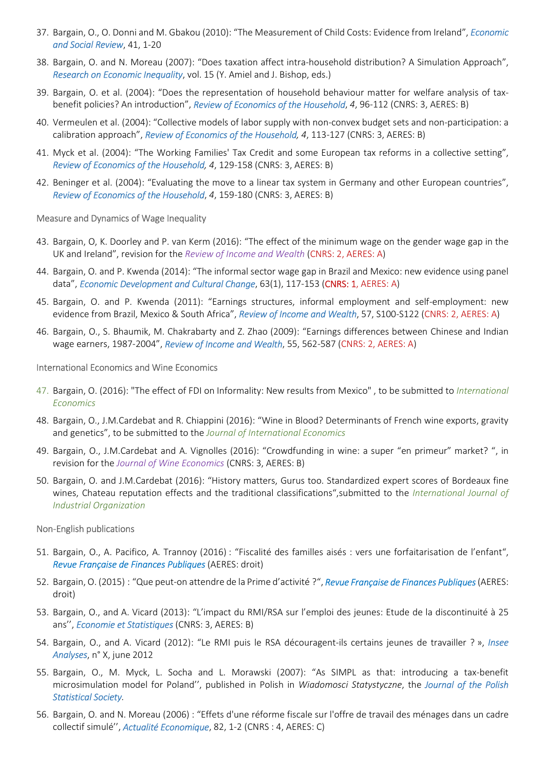37. Bargain, O., O. Donni and M. Gbakou (2010): “The Measurement of Child Costs: Evidence from Ireland”, *Economic and Social Review*, 41, 1-20

38. Bargain, O. and N. Moreau (2007): “Does taxation affect intra-household distribution? A Simulation Approach”, *Research on Economic Inequality*, vol. 15 (Y. Amiel and J. Bishop, eds.)

39. Bargain, O. et al. (2004): “Does the representation of household behaviour matter for welfare analysis of tax-benefit policies? An introduction”, *Review of Economics of the Household*, *4*, 96-112 (CNRS: 3, AERES: B)

40. Vermeulen et al. (2004): “Collective models of labor supply with non-convex budget sets and non-participation: a calibration approach”, *Review of Economics of the Household, 4*, 113-127 (CNRS: 3, AERES: B)

41. Myck et al. (2004): “The Working Families' Tax Credit and some European tax reforms in a collective setting”, *Review of Economics of the Household, 4*, 129-158 (CNRS: 3, AERES: B)

42. Beninger et al. (2004): “Evaluating the move to a linear tax system in Germany and other European countries”, *Review of Economics of the Household*, *4*, 159-180 (CNRS: 3, AERES: B)

Measure and Dynamics of Wage Inequality

43. Bargain, O, K. Doorley and P. van Kerm (2016): “The effect of the minimum wage on the gender wage gap in the UK and Ireland”, revision for the *Review of Income and Wealth* (CNRS: 2, AERES: A)

44. Bargain, O. and P. Kwenda (2014): “The informal sector wage gap in Brazil and Mexico: new evidence using panel data”, *Economic Development and Cultural Change*, 63(1), 117-153 (CNRS: 1, AERES: A)

45. Bargain, O. and P. Kwenda (2011): “Earnings structures, informal employment and self-employment: new evidence from Brazil, Mexico & South Africa”, *Review of Income and Wealth*, 57, S100-S122 (CNRS: 2, AERES: A)

46. Bargain, O., S. Bhaumik, M. Chakrabarty and Z. Zhao (2009): “Earnings differences between Chinese and Indian wage earners, 1987-2004”, *Review of Income and Wealth*, 55, 562-587 (CNRS: 2, AERES: A)

International Economics and Wine Economics

47. Bargain, O. (2016): "The effect of FDI on Informality: New results from Mexico" , to be submitted to *International Economics*

48. Bargain, O., J.M.Cardebat and R. Chiappini (2016): “Wine in Blood? Determinants of French wine exports, gravity and genetics”, to be submitted to the *Journal of International Economics*

49. Bargain, O., J.M.Cardebat and A. Vignolles (2016): “Crowdfunding in wine: a super “en primeur” market? “, in revision for the *Journal of Wine Economics* (CNRS: 3, AERES: B)

50. Bargain, O. and J.M.Cardebat (2016): “History matters, Gurus too. Standardized expert scores of Bordeaux fine wines, Chateau reputation effects and the traditional classifications“,submitted to the *International Journal of Industrial Organization*

Non-English publications

51. Bargain, O., A. Pacifico, A. Trannoy (2016) : “Fiscalité des familles aisés : vers une forfaitarisation de l’enfant“, *Revue Française de Finances Publiques* (AERES: droit)

52. Bargain, O. (2015) : “Que peut-on attendre de la Prime d’activité ?“, *Revue Française de Finances Publiques* (AERES: droit)

53. Bargain, O., and A. Vicard (2013): “L’impact du RMI/RSA sur l’emploi des jeunes: Etude de la discontinuité à 25 ans’’, *Economie et Statistiques* (CNRS: 3, AERES: B)

54. Bargain, O., and A. Vicard (2012): “Le RMI puis le RSA découragent-ils certains jeunes de travailler ? », *Insee Analyses*, n° X, june 2012

55. Bargain, O., M. Myck, L. Socha and L. Morawski (2007): “As SIMPL as that: introducing a tax-benefit microsimulation model for Poland’’, published in Polish in *Wiadomosci Statystyczne*, the *Journal of the Polish Statistical Society.*

56. Bargain, O. and N. Moreau (2006) : “Effets d'une réforme fiscale sur l'offre de travail des ménages dans un cadre collectif simulé’’, *Actualité Economique*, 82, 1-2 (CNRS : 4, AERES: C)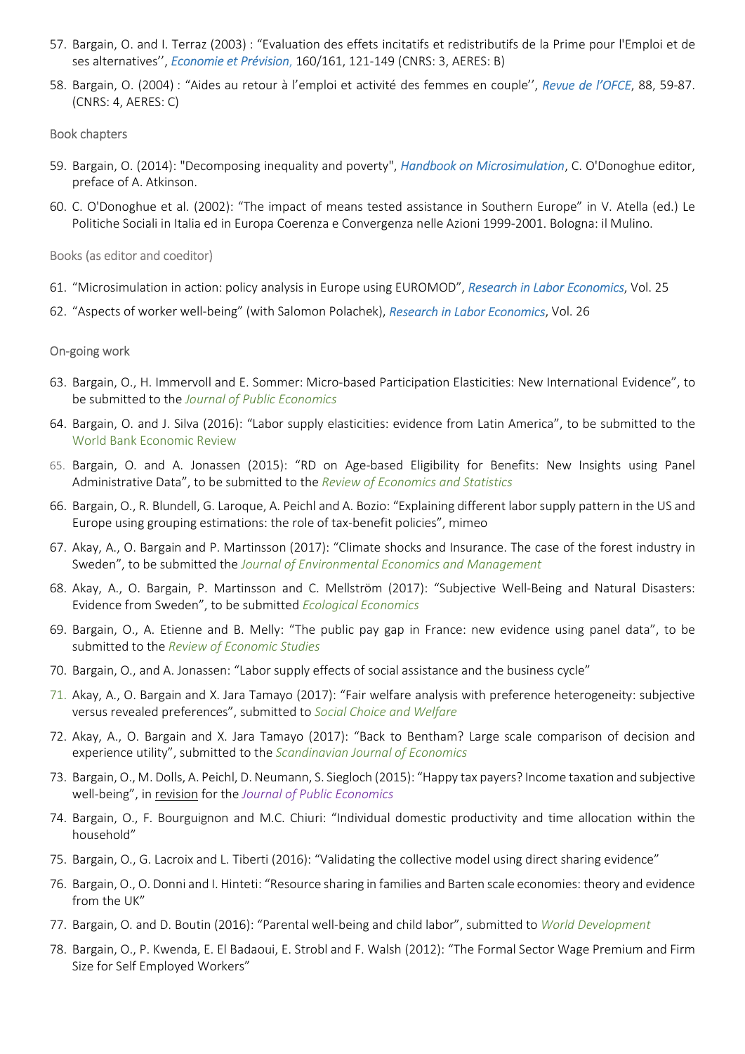57. Bargain, O. and I. Terraz (2003) : “Evaluation des effets incitatifs et redistributifs de la Prime pour l'Emploi et de ses alternatives'', *Economie et Prévision*, 160/161, 121-149 (CNRS: 3, AERES: B)

58. Bargain, O. (2004) : “Aides au retour à l'emploi et activité des femmes en couple'', *Revue de l'OFCE*, 88, 59-87. (CNRS: 4, AERES: C)

Book chapters

59. Bargain, O. (2014): "Decomposing inequality and poverty", *Handbook on Microsimulation*, C. O'Donoghue editor, preface of A. Atkinson.

60. C. O'Donoghue et al. (2002): “The impact of means tested assistance in Southern Europe” in V. Atella (ed.) Le Politiche Sociali in Italia ed in Europa Coerenza e Convergenza nelle Azioni 1999-2001. Bologna: il Mulino.

Books (as editor and coeditor)

61. “Microsimulation in action: policy analysis in Europe using EUROMOD”, *Research in Labor Economics*, Vol. 25

62. “Aspects of worker well-being” (with Salomon Polachek), *Research in Labor Economics*, Vol. 26

On-going work

63. Bargain, O., H. Immervoll and E. Sommer: Micro-based Participation Elasticities: New International Evidence”, to be submitted to the *Journal of Public Economics*

64. Bargain, O. and J. Silva (2016): “Labor supply elasticities: evidence from Latin America”, to be submitted to the World Bank Economic Review

65. Bargain, O. and A. Jonassen (2015): “RD on Age-based Eligibility for Benefits: New Insights using Panel Administrative Data”, to be submitted to the *Review of Economics and Statistics*

66. Bargain, O., R. Blundell, G. Laroque, A. Peichl and A. Bozio: “Explaining different labor supply pattern in the US and Europe using grouping estimations: the role of tax-benefit policies”, mimeo

67. Akay, A., O. Bargain and P. Martinsson (2017): “Climate shocks and Insurance. The case of the forest industry in Sweden”, to be submitted the *Journal of Environmental Economics and Management*

68. Akay, A., O. Bargain, P. Martinsson and C. Mellström (2017): “Subjective Well-Being and Natural Disasters: Evidence from Sweden”, to be submitted *Ecological Economics*

69. Bargain, O., A. Etienne and B. Melly: “The public pay gap in France: new evidence using panel data”, to be submitted to the *Review of Economic Studies*

70. Bargain, O., and A. Jonassen: “Labor supply effects of social assistance and the business cycle”

71. Akay, A., O. Bargain and X. Jara Tamayo (2017): “Fair welfare analysis with preference heterogeneity: subjective versus revealed preferences”, submitted to *Social Choice and Welfare*

72. Akay, A., O. Bargain and X. Jara Tamayo (2017): “Back to Bentham? Large scale comparison of decision and experience utility”, submitted to the *Scandinavian Journal of Economics*

73. Bargain, O., M. Dolls, A. Peichl, D. Neumann, S. Siegloch (2015): “Happy tax payers? Income taxation and subjective well-being”, in revision for the *Journal of Public Economics*

74. Bargain, O., F. Bourguignon and M.C. Chiuri: “Individual domestic productivity and time allocation within the household”

75. Bargain, O., G. Lacroix and L. Tiberti (2016): “Validating the collective model using direct sharing evidence”

76. Bargain, O., O. Donni and I. Hinteti: “Resource sharing in families and Barten scale economies: theory and evidence from the UK”

77. Bargain, O. and D. Boutin (2016): “Parental well-being and child labor”, submitted to *World Development*

78. Bargain, O., P. Kwenda, E. El Badaoui, E. Strobl and F. Walsh (2012): “The Formal Sector Wage Premium and Firm Size for Self Employed Workers”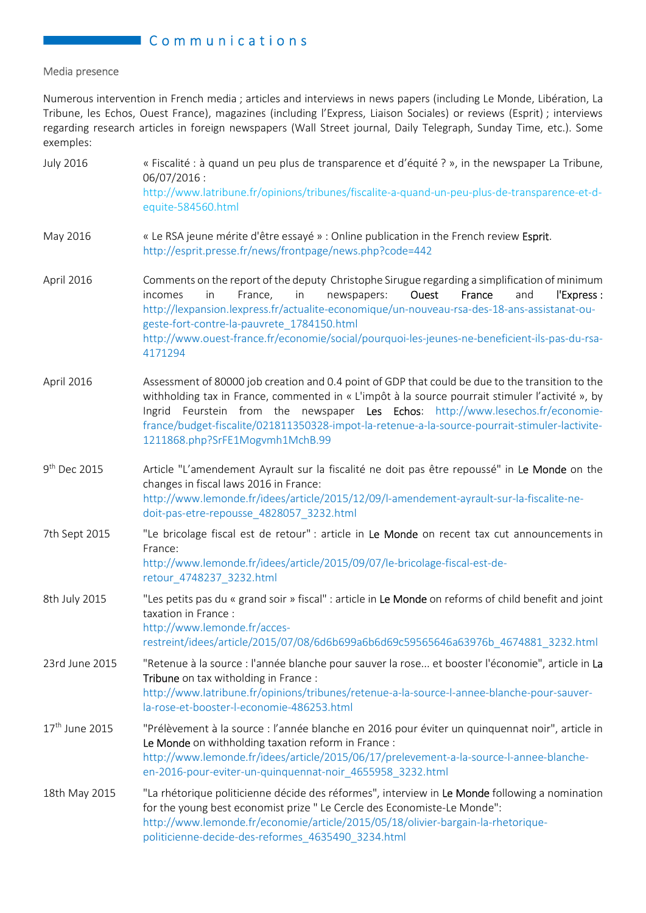# Communications

Media presence

Numerous intervention in French media ; articles and interviews in news papers (including Le Monde, Libération, La Tribune, les Echos, Ouest France), magazines (including l'Express, Liaison Sociales) or reviews (Esprit) ; interviews regarding research articles in foreign newspapers (Wall Street journal, Daily Telegraph, Sunday Time, etc.). Some exemples:

| | |
|---|---|
| July 2016 | « Fiscalité : à quand un peu plus de transparence et d'équité ? », in the newspaper La Tribune, 06/07/2016 : http://www.latribune.fr/opinions/tribunes/fiscalite-a-quand-un-peu-plus-de-transparence-et-d-equite-584560.html |
| May 2016 | « Le RSA jeune mérite d'être essayé » : Online publication in the French review Esprit. http://esprit.presse.fr/news/frontpage/news.php?code=442 |
| April 2016 | Comments on the report of the deputy Christophe Sirugue regarding a simplification of minimum incomes in France, in newspapers: Ouest France and l'Express : http://lexpansion.lexpress.fr/actualite-economique/un-nouveau-rsa-des-18-ans-assistanat-ou-geste-fort-contre-la-pauvrete_1784150.html http://www.ouest-france.fr/economie/social/pourquoi-les-jeunes-ne-beneficient-ils-pas-du-rsa-4171294 |
| April 2016 | Assessment of 80000 job creation and 0.4 point of GDP that could be due to the transition to the withholding tax in France, commented in « L'impôt à la source pourrait stimuler l'activité », by Ingrid Feurstein from the newspaper Les Echos: http://www.lesechos.fr/economie-france/budget-fiscalite/021811350328-impot-la-retenue-a-la-source-pourrait-stimuler-lactivite-1211868.php?SrFE1Mogvmh1MchB.99 |
| 9th Dec 2015 | Article "L'amendement Ayrault sur la fiscalité ne doit pas être repoussé" in Le Monde on the changes in fiscal laws 2016 in France: http://www.lemonde.fr/idees/article/2015/12/09/l-amendement-ayrault-sur-la-fiscalite-ne-doit-pas-etre-repousse_4828057_3232.html |
| 7th Sept 2015 | "Le bricolage fiscal est de retour" : article in Le Monde on recent tax cut announcements in France: http://www.lemonde.fr/idees/article/2015/09/07/le-bricolage-fiscal-est-de-retour_4748237_3232.html |
| 8th July 2015 | "Les petits pas du « grand soir » fiscal" : article in Le Monde on reforms of child benefit and joint taxation in France : http://www.lemonde.fr/acces-restreint/idees/article/2015/07/08/6d6b699a6b6d69c59565646a63976b_4674881_3232.html |
| 23rd June 2015 | "Retenue à la source : l'année blanche pour sauver la rose... et booster l'économie", article in La Tribune on tax witholding in France : http://www.latribune.fr/opinions/tribunes/retenue-a-la-source-l-annee-blanche-pour-sauver-la-rose-et-booster-l-economie-486253.html |
| 17th June 2015 | "Prélèvement à la source : l'année blanche en 2016 pour éviter un quinquennat noir", article in Le Monde on withholding taxation reform in France : http://www.lemonde.fr/idees/article/2015/06/17/prelevement-a-la-source-l-annee-blanche-en-2016-pour-eviter-un-quinquennat-noir_4655958_3232.html |
| 18th May 2015 | "La rhétorique politicienne décide des réformes", interview in Le Monde following a nomination for the young best economist prize " Le Cercle des Economiste-Le Monde": http://www.lemonde.fr/economie/article/2015/05/18/olivier-bargain-la-rhetorique-politicienne-decide-des-reformes_4635490_3234.html |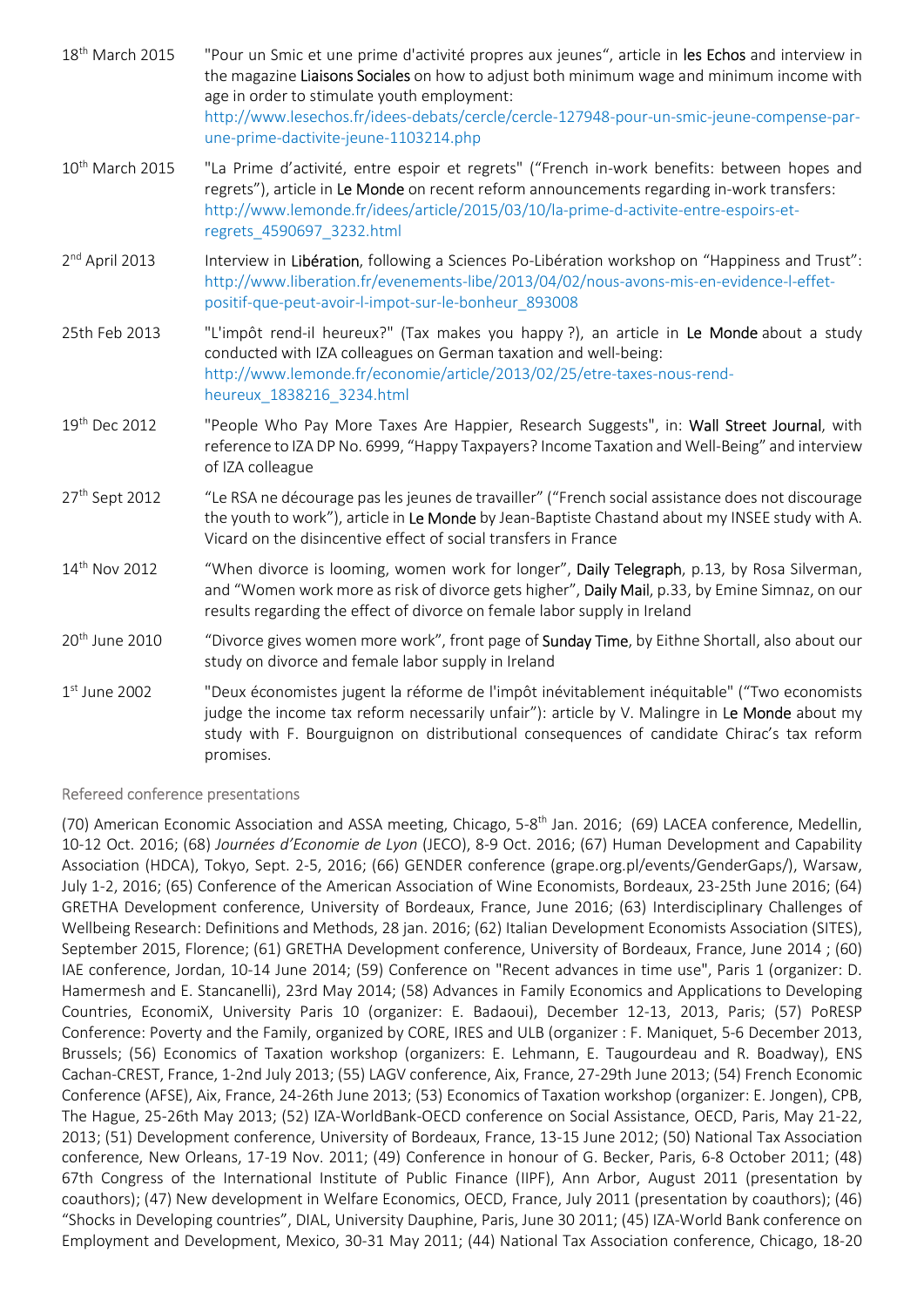18th March 2015 — "Pour un Smic et une prime d'activité propres aux jeunes", article in les Echos and interview in the magazine Liaisons Sociales on how to adjust both minimum wage and minimum income with age in order to stimulate youth employment: http://www.lesechos.fr/idees-debats/cercle/cercle-127948-pour-un-smic-jeune-compense-par-une-prime-dactivite-jeune-1103214.php

10th March 2015 — "La Prime d'activité, entre espoir et regrets" ("French in-work benefits: between hopes and regrets"), article in Le Monde on recent reform announcements regarding in-work transfers: http://www.lemonde.fr/idees/article/2015/03/10/la-prime-d-activite-entre-espoirs-et-regrets_4590697_3232.html

2nd April 2013 — Interview in Libération, following a Sciences Po-Libération workshop on "Happiness and Trust": http://www.liberation.fr/evenements-libe/2013/04/02/nous-avons-mis-en-evidence-l-effet-positif-que-peut-avoir-l-impot-sur-le-bonheur_893008

25th Feb 2013 — "L'impôt rend-il heureux?" (Tax makes you happy ?), an article in Le Monde about a study conducted with IZA colleagues on German taxation and well-being: http://www.lemonde.fr/economie/article/2013/02/25/etre-taxes-nous-rend-heureux_1838216_3234.html

19th Dec 2012 — "People Who Pay More Taxes Are Happier, Research Suggests", in: Wall Street Journal, with reference to IZA DP No. 6999, "Happy Taxpayers? Income Taxation and Well-Being" and interview of IZA colleague

27th Sept 2012 — "Le RSA ne décourage pas les jeunes de travailler" ("French social assistance does not discourage the youth to work"), article in Le Monde by Jean-Baptiste Chastand about my INSEE study with A. Vicard on the disincentive effect of social transfers in France

14th Nov 2012 — "When divorce is looming, women work for longer", Daily Telegraph, p.13, by Rosa Silverman, and "Women work more as risk of divorce gets higher", Daily Mail, p.33, by Emine Simnaz, on our results regarding the effect of divorce on female labor supply in Ireland

20th June 2010 — "Divorce gives women more work", front page of Sunday Time, by Eithne Shortall, also about our study on divorce and female labor supply in Ireland

1st June 2002 — "Deux économistes jugent la réforme de l'impôt inévitablement inéquitable" ("Two economists judge the income tax reform necessarily unfair"): article by V. Malingre in Le Monde about my study with F. Bourguignon on distributional consequences of candidate Chirac's tax reform promises.

## Refereed conference presentations

(70) American Economic Association and ASSA meeting, Chicago, 5-8th Jan. 2016; (69) LACEA conference, Medellin, 10-12 Oct. 2016; (68) *Journées d'Economie de Lyon* (JECO), 8-9 Oct. 2016; (67) Human Development and Capability Association (HDCA), Tokyo, Sept. 2-5, 2016; (66) GENDER conference (grape.org.pl/events/GenderGaps/), Warsaw, July 1-2, 2016; (65) Conference of the American Association of Wine Economists, Bordeaux, 23-25th June 2016; (64) GRETHA Development conference, University of Bordeaux, France, June 2016; (63) Interdisciplinary Challenges of Wellbeing Research: Definitions and Methods, 28 jan. 2016; (62) Italian Development Economists Association (SITES), September 2015, Florence; (61) GRETHA Development conference, University of Bordeaux, France, June 2014 ; (60) IAE conference, Jordan, 10-14 June 2014; (59) Conference on "Recent advances in time use", Paris 1 (organizer: D. Hamermesh and E. Stancanelli), 23rd May 2014; (58) Advances in Family Economics and Applications to Developing Countries, EconomiX, University Paris 10 (organizer: E. Badaoui), December 12-13, 2013, Paris; (57) PoRESP Conference: Poverty and the Family, organized by CORE, IRES and ULB (organizer : F. Maniquet, 5-6 December 2013, Brussels; (56) Economics of Taxation workshop (organizers: E. Lehmann, E. Taugourdeau and R. Boadway), ENS Cachan-CREST, France, 1-2nd July 2013; (55) LAGV conference, Aix, France, 27-29th June 2013; (54) French Economic Conference (AFSE), Aix, France, 24-26th June 2013; (53) Economics of Taxation workshop (organizer: E. Jongen), CPB, The Hague, 25-26th May 2013; (52) IZA-WorldBank-OECD conference on Social Assistance, OECD, Paris, May 21-22, 2013; (51) Development conference, University of Bordeaux, France, 13-15 June 2012; (50) National Tax Association conference, New Orleans, 17-19 Nov. 2011; (49) Conference in honour of G. Becker, Paris, 6-8 October 2011; (48) 67th Congress of the International Institute of Public Finance (IIPF), Ann Arbor, August 2011 (presentation by coauthors); (47) New development in Welfare Economics, OECD, France, July 2011 (presentation by coauthors); (46) "Shocks in Developing countries", DIAL, University Dauphine, Paris, June 30 2011; (45) IZA-World Bank conference on Employment and Development, Mexico, 30-31 May 2011; (44) National Tax Association conference, Chicago, 18-20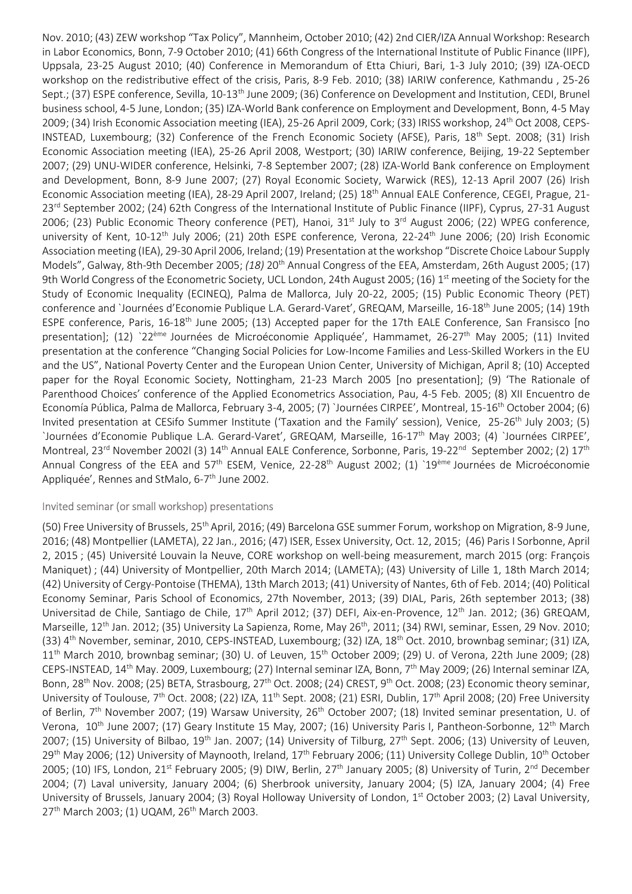Nov. 2010; (43) ZEW workshop "Tax Policy", Mannheim, October 2010; (42) 2nd CIER/IZA Annual Workshop: Research in Labor Economics, Bonn, 7-9 October 2010; (41) 66th Congress of the International Institute of Public Finance (IIPF), Uppsala, 23-25 August 2010; (40) Conference in Memorandum of Etta Chiuri, Bari, 1-3 July 2010; (39) IZA-OECD workshop on the redistributive effect of the crisis, Paris, 8-9 Feb. 2010; (38) IARIW conference, Kathmandu , 25-26 Sept.; (37) ESPE conference, Sevilla, 10-13th June 2009; (36) Conference on Development and Institution, CEDI, Brunel business school, 4-5 June, London; (35) IZA-World Bank conference on Employment and Development, Bonn, 4-5 May 2009; (34) Irish Economic Association meeting (IEA), 25-26 April 2009, Cork; (33) IRISS workshop, 24th Oct 2008, CEPS-INSTEAD, Luxembourg; (32) Conference of the French Economic Society (AFSE), Paris, 18th Sept. 2008; (31) Irish Economic Association meeting (IEA), 25-26 April 2008, Westport; (30) IARIW conference, Beijing, 19-22 September 2007; (29) UNU-WIDER conference, Helsinki, 7-8 September 2007; (28) IZA-World Bank conference on Employment and Development, Bonn, 8-9 June 2007; (27) Royal Economic Society, Warwick (RES), 12-13 April 2007 (26) Irish Economic Association meeting (IEA), 28-29 April 2007, Ireland; (25) 18th Annual EALE Conference, CEGEI, Prague, 21-23rd September 2002; (24) 62th Congress of the International Institute of Public Finance (IIPF), Cyprus, 27-31 August 2006; (23) Public Economic Theory conference (PET), Hanoi, 31st July to 3rd August 2006; (22) WPEG conference, university of Kent, 10-12th July 2006; (21) 20th ESPE conference, Verona, 22-24th June 2006; (20) Irish Economic Association meeting (IEA), 29-30 April 2006, Ireland; (19) Presentation at the workshop "Discrete Choice Labour Supply Models", Galway, 8th-9th December 2005; *(18)* 20th Annual Congress of the EEA, Amsterdam, 26th August 2005; (17) 9th World Congress of the Econometric Society, UCL London, 24th August 2005; (16) 1st meeting of the Society for the Study of Economic Inequality (ECINEQ), Palma de Mallorca, July 20-22, 2005; (15) Public Economic Theory (PET) conference and `Journées d'Economie Publique L.A. Gerard-Varet', GREQAM, Marseille, 16-18th June 2005; (14) 19th ESPE conference, Paris, 16-18th June 2005; (13) Accepted paper for the 17th EALE Conference, San Fransisco [no presentation]; (12) `22ème Journées de Microéconomie Appliquée', Hammamet, 26-27th May 2005; (11) Invited presentation at the conference "Changing Social Policies for Low-Income Families and Less-Skilled Workers in the EU and the US", National Poverty Center and the European Union Center, University of Michigan, April 8; (10) Accepted paper for the Royal Economic Society, Nottingham, 21-23 March 2005 [no presentation]; (9) 'The Rationale of Parenthood Choices' conference of the Applied Econometrics Association, Pau, 4-5 Feb. 2005; (8) XII Encuentro de Economía Pública, Palma de Mallorca, February 3-4, 2005; (7) `Journées CIRPEE', Montreal, 15-16th October 2004; (6) Invited presentation at CESifo Summer Institute ('Taxation and the Family' session), Venice, 25-26th July 2003; (5) `Journées d'Economie Publique L.A. Gerard-Varet', GREQAM, Marseille, 16-17th May 2003; (4) `Journées CIRPEE', Montreal, 23rd November 2002l (3) 14th Annual EALE Conference, Sorbonne, Paris, 19-22nd September 2002; (2) 17th Annual Congress of the EEA and 57th ESEM, Venice, 22-28th August 2002; (1) `19ème Journées de Microéconomie Appliquée', Rennes and StMalo, 6-7th June 2002.

## Invited seminar (or small workshop) presentations

(50) Free University of Brussels, 25th April, 2016; (49) Barcelona GSE summer Forum, workshop on Migration, 8-9 June, 2016; (48) Montpellier (LAMETA), 22 Jan., 2016; (47) ISER, Essex University, Oct. 12, 2015; (46) Paris I Sorbonne, April 2, 2015 ; (45) Université Louvain la Neuve, CORE workshop on well-being measurement, march 2015 (org: François Maniquet) ; (44) University of Montpellier, 20th March 2014; (LAMETA); (43) University of Lille 1, 18th March 2014; (42) University of Cergy-Pontoise (THEMA), 13th March 2013; (41) University of Nantes, 6th of Feb. 2014; (40) Political Economy Seminar, Paris School of Economics, 27th November, 2013; (39) DIAL, Paris, 26th september 2013; (38) Universitad de Chile, Santiago de Chile, 17th April 2012; (37) DEFI, Aix-en-Provence, 12th Jan. 2012; (36) GREQAM, Marseille, 12th Jan. 2012; (35) University La Sapienza, Rome, May 26th, 2011; (34) RWI, seminar, Essen, 29 Nov. 2010; (33) 4th November, seminar, 2010, CEPS-INSTEAD, Luxembourg; (32) IZA, 18th Oct. 2010, brownbag seminar; (31) IZA, 11th March 2010, brownbag seminar; (30) U. of Leuven, 15th October 2009; (29) U. of Verona, 22th June 2009; (28) CEPS-INSTEAD, 14th May. 2009, Luxembourg; (27) Internal seminar IZA, Bonn, 7th May 2009; (26) Internal seminar IZA, Bonn, 28th Nov. 2008; (25) BETA, Strasbourg, 27th Oct. 2008; (24) CREST, 9th Oct. 2008; (23) Economic theory seminar, University of Toulouse, 7th Oct. 2008; (22) IZA, 11th Sept. 2008; (21) ESRI, Dublin, 17th April 2008; (20) Free University of Berlin, 7th November 2007; (19) Warsaw University, 26th October 2007; (18) Invited seminar presentation, U. of Verona, 10th June 2007; (17) Geary Institute 15 May, 2007; (16) University Paris I, Pantheon-Sorbonne, 12th March 2007; (15) University of Bilbao, 19th Jan. 2007; (14) University of Tilburg, 27th Sept. 2006; (13) University of Leuven, 29th May 2006; (12) University of Maynooth, Ireland, 17th February 2006; (11) University College Dublin, 10th October 2005; (10) IFS, London, 21st February 2005; (9) DIW, Berlin, 27th January 2005; (8) University of Turin, 2nd December 2004; (7) Laval university, January 2004; (6) Sherbrook university, January 2004; (5) IZA, January 2004; (4) Free University of Brussels, January 2004; (3) Royal Holloway University of London, 1st October 2003; (2) Laval University, 27th March 2003; (1) UQAM, 26th March 2003.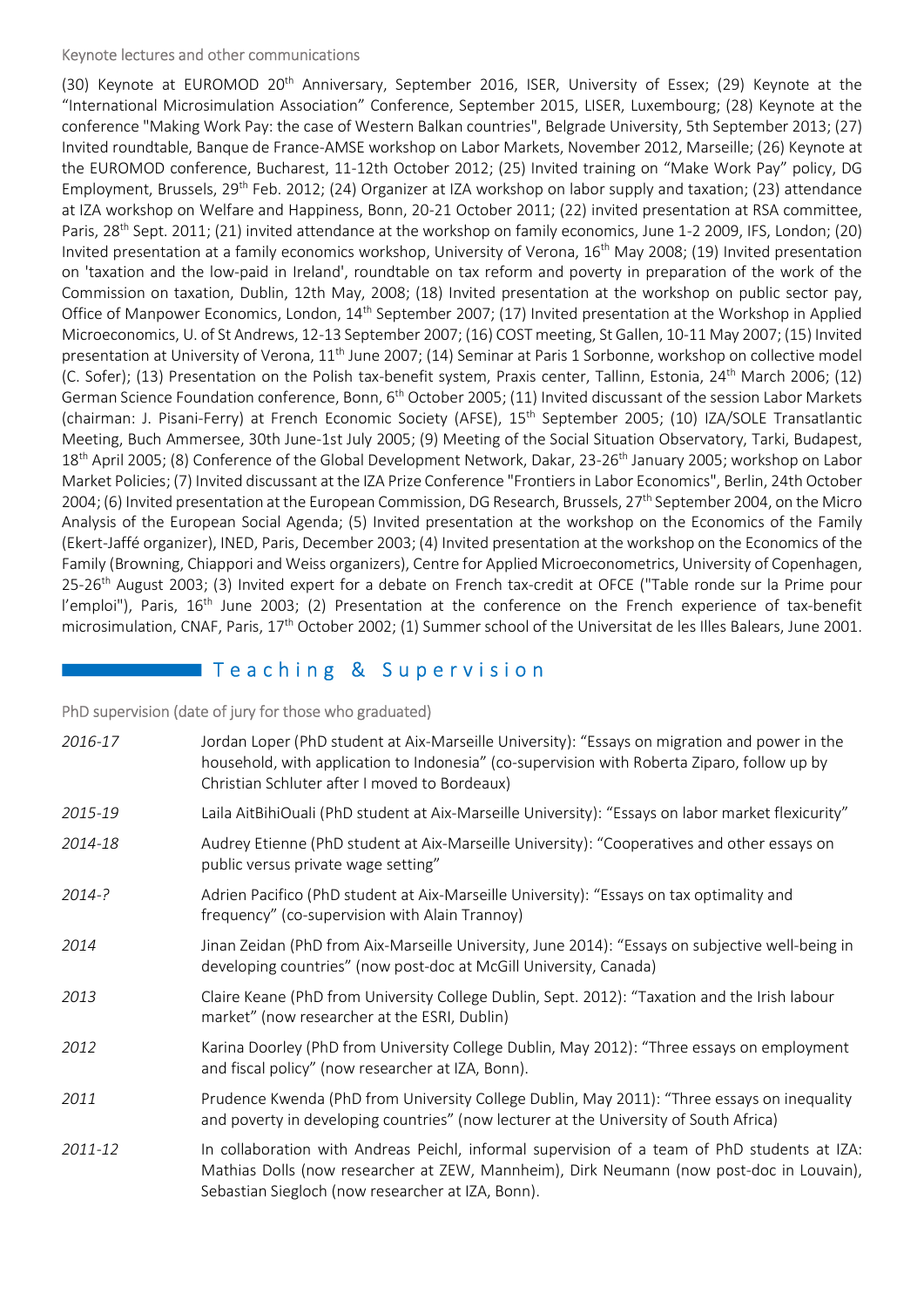### Keynote lectures and other communications

(30) Keynote at EUROMOD 20th Anniversary, September 2016, ISER, University of Essex; (29) Keynote at the "International Microsimulation Association" Conference, September 2015, LISER, Luxembourg; (28) Keynote at the conference "Making Work Pay: the case of Western Balkan countries", Belgrade University, 5th September 2013; (27) Invited roundtable, Banque de France-AMSE workshop on Labor Markets, November 2012, Marseille; (26) Keynote at the EUROMOD conference, Bucharest, 11-12th October 2012; (25) Invited training on "Make Work Pay" policy, DG Employment, Brussels, 29th Feb. 2012; (24) Organizer at IZA workshop on labor supply and taxation; (23) attendance at IZA workshop on Welfare and Happiness, Bonn, 20-21 October 2011; (22) invited presentation at RSA committee, Paris, 28th Sept. 2011; (21) invited attendance at the workshop on family economics, June 1-2 2009, IFS, London; (20) Invited presentation at a family economics workshop, University of Verona, 16th May 2008; (19) Invited presentation on 'taxation and the low-paid in Ireland', roundtable on tax reform and poverty in preparation of the work of the Commission on taxation, Dublin, 12th May, 2008; (18) Invited presentation at the workshop on public sector pay, Office of Manpower Economics, London, 14th September 2007; (17) Invited presentation at the Workshop in Applied Microeconomics, U. of St Andrews, 12-13 September 2007; (16) COST meeting, St Gallen, 10-11 May 2007; (15) Invited presentation at University of Verona, 11th June 2007; (14) Seminar at Paris 1 Sorbonne, workshop on collective model (C. Sofer); (13) Presentation on the Polish tax-benefit system, Praxis center, Tallinn, Estonia, 24th March 2006; (12) German Science Foundation conference, Bonn, 6th October 2005; (11) Invited discussant of the session Labor Markets (chairman: J. Pisani-Ferry) at French Economic Society (AFSE), 15th September 2005; (10) IZA/SOLE Transatlantic Meeting, Buch Ammersee, 30th June-1st July 2005; (9) Meeting of the Social Situation Observatory, Tarki, Budapest, 18th April 2005; (8) Conference of the Global Development Network, Dakar, 23-26th January 2005; workshop on Labor Market Policies; (7) Invited discussant at the IZA Prize Conference "Frontiers in Labor Economics", Berlin, 24th October 2004; (6) Invited presentation at the European Commission, DG Research, Brussels, 27th September 2004, on the Micro Analysis of the European Social Agenda; (5) Invited presentation at the workshop on the Economics of the Family (Ekert-Jaffé organizer), INED, Paris, December 2003; (4) Invited presentation at the workshop on the Economics of the Family (Browning, Chiappori and Weiss organizers), Centre for Applied Microeconometrics, University of Copenhagen, 25-26th August 2003; (3) Invited expert for a debate on French tax-credit at OFCE ("Table ronde sur la Prime pour l'emploi"), Paris, 16th June 2003; (2) Presentation at the conference on the French experience of tax-benefit microsimulation, CNAF, Paris, 17th October 2002; (1) Summer school of the Universitat de les Illes Balears, June 2001.

## Teaching & Supervision

### PhD supervision (date of jury for those who graduated)

| | |
|---|---|
| *2016-17* | Jordan Loper (PhD student at Aix-Marseille University): "Essays on migration and power in the household, with application to Indonesia" (co-supervision with Roberta Ziparo, follow up by Christian Schluter after I moved to Bordeaux) |
| *2015-19* | Laila AitBihiOuali (PhD student at Aix-Marseille University): "Essays on labor market flexicurity" |
| *2014-18* | Audrey Etienne (PhD student at Aix-Marseille University): "Cooperatives and other essays on public versus private wage setting" |
| *2014-?* | Adrien Pacifico (PhD student at Aix-Marseille University): "Essays on tax optimality and frequency" (co-supervision with Alain Trannoy) |
| *2014* | Jinan Zeidan (PhD from Aix-Marseille University, June 2014): "Essays on subjective well-being in developing countries" (now post-doc at McGill University, Canada) |
| *2013* | Claire Keane (PhD from University College Dublin, Sept. 2012): "Taxation and the Irish labour market" (now researcher at the ESRI, Dublin) |
| *2012* | Karina Doorley (PhD from University College Dublin, May 2012): "Three essays on employment and fiscal policy" (now researcher at IZA, Bonn). |
| *2011* | Prudence Kwenda (PhD from University College Dublin, May 2011): "Three essays on inequality and poverty in developing countries" (now lecturer at the University of South Africa) |
| *2011-12* | In collaboration with Andreas Peichl, informal supervision of a team of PhD students at IZA: Mathias Dolls (now researcher at ZEW, Mannheim), Dirk Neumann (now post-doc in Louvain), Sebastian Siegloch (now researcher at IZA, Bonn). |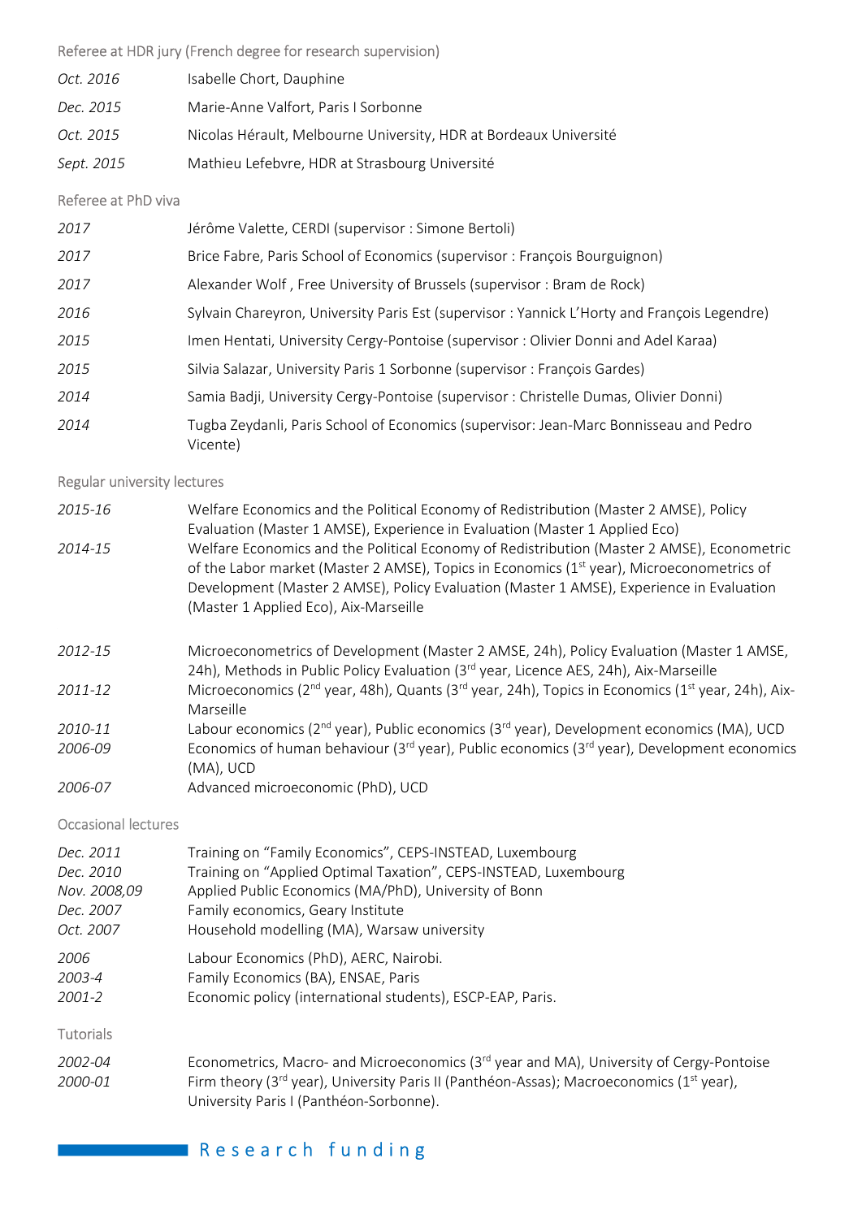Referee at HDR jury (French degree for research supervision)

| | |
|---|---|
| *Oct. 2016* | Isabelle Chort, Dauphine |
| *Dec. 2015* | Marie-Anne Valfort, Paris I Sorbonne |
| *Oct. 2015* | Nicolas Hérault, Melbourne University, HDR at Bordeaux Université |
| *Sept. 2015* | Mathieu Lefebvre, HDR at Strasbourg Université |

Referee at PhD viva

| | |
|---|---|
| *2017* | Jérôme Valette, CERDI (supervisor : Simone Bertoli) |
| *2017* | Brice Fabre, Paris School of Economics (supervisor : François Bourguignon) |
| *2017* | Alexander Wolf , Free University of Brussels (supervisor : Bram de Rock) |
| *2016* | Sylvain Chareyron, University Paris Est (supervisor : Yannick L'Horty and François Legendre) |
| *2015* | Imen Hentati, University Cergy-Pontoise (supervisor : Olivier Donni and Adel Karaa) |
| *2015* | Silvia Salazar, University Paris 1 Sorbonne (supervisor : François Gardes) |
| *2014* | Samia Badji, University Cergy-Pontoise (supervisor : Christelle Dumas, Olivier Donni) |
| *2014* | Tugba Zeydanli, Paris School of Economics (supervisor: Jean-Marc Bonnisseau and Pedro Vicente) |

Regular university lectures

| | |
|---|---|
| *2015-16* | Welfare Economics and the Political Economy of Redistribution (Master 2 AMSE), Policy Evaluation (Master 1 AMSE), Experience in Evaluation (Master 1 Applied Eco) |
| *2014-15* | Welfare Economics and the Political Economy of Redistribution (Master 2 AMSE), Econometric of the Labor market (Master 2 AMSE), Topics in Economics (1st year), Microeconometrics of Development (Master 2 AMSE), Policy Evaluation (Master 1 AMSE), Experience in Evaluation (Master 1 Applied Eco), Aix-Marseille |
| *2012-15* | Microeconometrics of Development (Master 2 AMSE, 24h), Policy Evaluation (Master 1 AMSE, 24h), Methods in Public Policy Evaluation (3rd year, Licence AES, 24h), Aix-Marseille |
| *2011-12* | Microeconomics (2nd year, 48h), Quants (3rd year, 24h), Topics in Economics (1st year, 24h), Aix-Marseille |
| *2010-11* | Labour economics (2nd year), Public economics (3rd year), Development economics (MA), UCD |
| *2006-09* | Economics of human behaviour (3rd year), Public economics (3rd year), Development economics (MA), UCD |
| *2006-07* | Advanced microeconomic (PhD), UCD |

Occasional lectures

| | |
|---|---|
| *Dec. 2011* | Training on "Family Economics", CEPS-INSTEAD, Luxembourg |
| *Dec. 2010* | Training on "Applied Optimal Taxation", CEPS-INSTEAD, Luxembourg |
| *Nov. 2008,09* | Applied Public Economics (MA/PhD), University of Bonn |
| *Dec. 2007* | Family economics, Geary Institute |
| *Oct. 2007* | Household modelling (MA), Warsaw university |
| *2006* | Labour Economics (PhD), AERC, Nairobi. |
| *2003-4* | Family Economics (BA), ENSAE, Paris |
| *2001-2* | Economic policy (international students), ESCP-EAP, Paris. |

Tutorials

| | |
|---|---|
| *2002-04* | Econometrics, Macro- and Microeconomics (3rd year and MA), University of Cergy-Pontoise |
| *2000-01* | Firm theory (3rd year), University Paris II (Panthéon-Assas); Macroeconomics (1st year), University Paris I (Panthéon-Sorbonne). |

## Research funding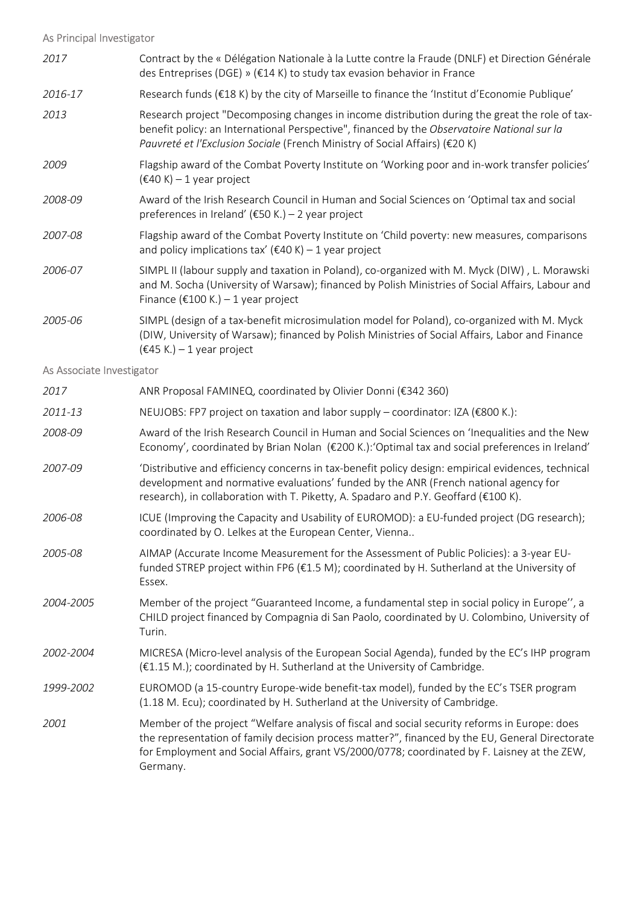As Principal Investigator

| | |
|---|---|
| *2017* | Contract by the « Délégation Nationale à la Lutte contre la Fraude (DNLF) et Direction Générale des Entreprises (DGE) » (€14 K) to study tax evasion behavior in France |
| *2016-17* | Research funds (€18 K) by the city of Marseille to finance the 'Institut d'Economie Publique' |
| *2013* | Research project "Decomposing changes in income distribution during the great the role of tax-benefit policy: an International Perspective", financed by the *Observatoire National sur la Pauvreté et l'Exclusion Sociale* (French Ministry of Social Affairs) (€20 K) |
| *2009* | Flagship award of the Combat Poverty Institute on 'Working poor and in-work transfer policies' (€40 K) – 1 year project |
| *2008-09* | Award of the Irish Research Council in Human and Social Sciences on 'Optimal tax and social preferences in Ireland' (€50 K.) – 2 year project |
| *2007-08* | Flagship award of the Combat Poverty Institute on 'Child poverty: new measures, comparisons and policy implications tax' (€40 K) – 1 year project |
| *2006-07* | SIMPL II (labour supply and taxation in Poland), co-organized with M. Myck (DIW) , L. Morawski and M. Socha (University of Warsaw); financed by Polish Ministries of Social Affairs, Labour and Finance (€100 K.) – 1 year project |
| *2005-06* | SIMPL (design of a tax-benefit microsimulation model for Poland), co-organized with M. Myck (DIW, University of Warsaw); financed by Polish Ministries of Social Affairs, Labor and Finance (€45 K.) – 1 year project |

As Associate Investigator

| | |
|---|---|
| *2017* | ANR Proposal FAMINEQ, coordinated by Olivier Donni (€342 360) |
| *2011-13* | NEUJOBS: FP7 project on taxation and labor supply – coordinator: IZA (€800 K.): |
| *2008-09* | Award of the Irish Research Council in Human and Social Sciences on 'Inequalities and the New Economy', coordinated by Brian Nolan (€200 K.):'Optimal tax and social preferences in Ireland' |
| *2007-09* | 'Distributive and efficiency concerns in tax-benefit policy design: empirical evidences, technical development and normative evaluations' funded by the ANR (French national agency for research), in collaboration with T. Piketty, A. Spadaro and P.Y. Geoffard (€100 K). |
| *2006-08* | ICUE (Improving the Capacity and Usability of EUROMOD): a EU-funded project (DG research); coordinated by O. Lelkes at the European Center, Vienna.. |
| *2005-08* | AIMAP (Accurate Income Measurement for the Assessment of Public Policies): a 3-year EU-funded STREP project within FP6 (€1.5 M); coordinated by H. Sutherland at the University of Essex. |
| *2004-2005* | Member of the project "Guaranteed Income, a fundamental step in social policy in Europe'', a CHILD project financed by Compagnia di San Paolo, coordinated by U. Colombino, University of Turin. |
| *2002-2004* | MICRESA (Micro-level analysis of the European Social Agenda), funded by the EC's IHP program (€1.15 M.); coordinated by H. Sutherland at the University of Cambridge. |
| *1999-2002* | EUROMOD (a 15-country Europe-wide benefit-tax model), funded by the EC's TSER program (1.18 M. Ecu); coordinated by H. Sutherland at the University of Cambridge. |
| *2001* | Member of the project "Welfare analysis of fiscal and social security reforms in Europe: does the representation of family decision process matter?", financed by the EU, General Directorate for Employment and Social Affairs, grant VS/2000/0778; coordinated by F. Laisney at the ZEW, Germany. |